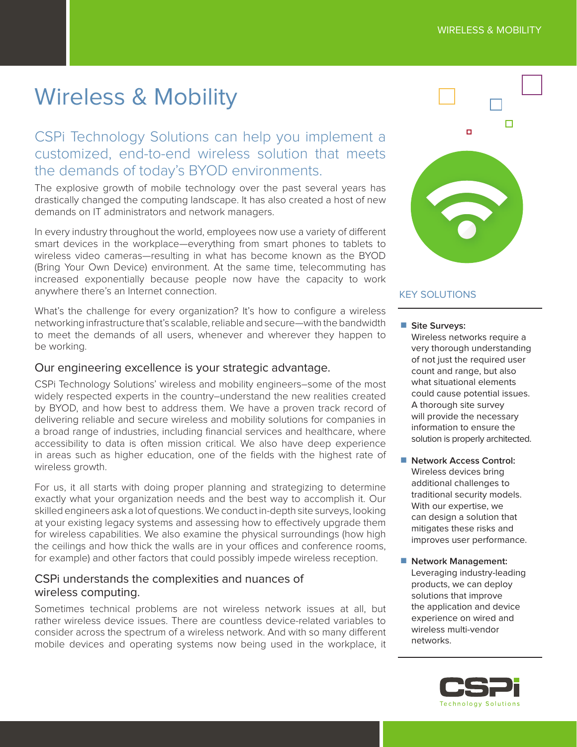# Wireless & Mobility

## CSPi Technology Solutions can help you implement a customized, end-to-end wireless solution that meets the demands of today's BYOD environments.

The explosive growth of mobile technology over the past several years has drastically changed the computing landscape. It has also created a host of new demands on IT administrators and network managers.

In every industry throughout the world, employees now use a variety of different smart devices in the workplace—everything from smart phones to tablets to wireless video cameras—resulting in what has become known as the BYOD (Bring Your Own Device) environment. At the same time, telecommuting has increased exponentially because people now have the capacity to work anywhere there's an Internet connection.

What's the challenge for every organization? It's how to configure a wireless networking infrastructure that's scalable, reliable and secure—with the bandwidth to meet the demands of all users, whenever and wherever they happen to be working.

### Our engineering excellence is your strategic advantage.

CSPi Technology Solutions' wireless and mobility engineers–some of the most widely respected experts in the country–understand the new realities created by BYOD, and how best to address them. We have a proven track record of delivering reliable and secure wireless and mobility solutions for companies in a broad range of industries, including financial services and healthcare, where accessibility to data is often mission critical. We also have deep experience in areas such as higher education, one of the fields with the highest rate of wireless growth.

For us, it all starts with doing proper planning and strategizing to determine exactly what your organization needs and the best way to accomplish it. Our skilled engineers ask a lot of questions. We conduct in-depth site surveys, looking at your existing legacy systems and assessing how to effectively upgrade them for wireless capabilities. We also examine the physical surroundings (how high the ceilings and how thick the walls are in your offices and conference rooms, for example) and other factors that could possibly impede wireless reception.

### CSPi understands the complexities and nuances of wireless computing.

Sometimes technical problems are not wireless network issues at all, but rather wireless device issues. There are countless device-related variables to consider across the spectrum of a wireless network. And with so many different mobile devices and operating systems now being used in the workplace, it

## KEY SOLUTIONS

- **Site Surveys:** Wireless networks require a very thorough understanding of not just the required user count and range, but also what situational elements could cause potential issues. A thorough site survey will provide the necessary information to ensure the solution is properly architected.
- **Network Access Control:** Wireless devices bring additional challenges to traditional security models. With our expertise, we can design a solution that mitigates these risks and improves user performance.
- **Network Management:** Leveraging industry-leading products, we can deploy solutions that improve the application and device experience on wired and wireless multi-vendor networks.

CSPi Technology Solutions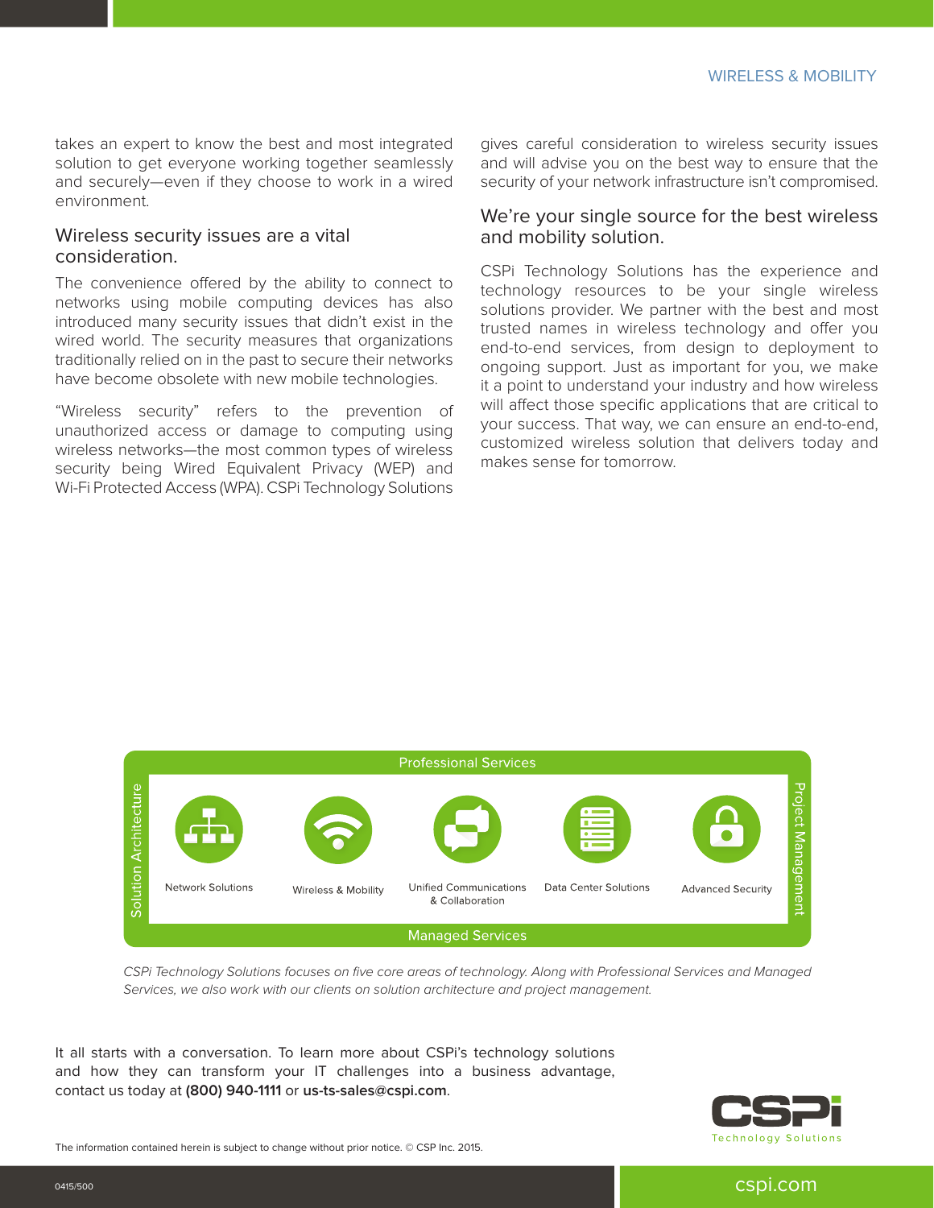takes an expert to know the best and most integrated solution to get everyone working together seamlessly and securely—even if they choose to work in a wired environment.

## Wireless security issues are a vital consideration.

The convenience offered by the ability to connect to networks using mobile computing devices has also introduced many security issues that didn't exist in the wired world. The security measures that organizations traditionally relied on in the past to secure their networks have become obsolete with new mobile technologies.

"Wireless security" refers to the prevention of unauthorized access or damage to computing using wireless networks—the most common types of wireless security being Wired Equivalent Privacy (WEP) and Wi-Fi Protected Access (WPA). CSPi Technology Solutions gives careful consideration to wireless security issues and will advise you on the best way to ensure that the security of your network infrastructure isn't compromised.

## We're your single source for the best wireless and mobility solution.

CSPi Technology Solutions has the experience and technology resources to be your single wireless solutions provider. We partner with the best and most trusted names in wireless technology and offer you end-to-end services, from design to deployment to ongoing support. Just as important for you, we make it a point to understand your industry and how wireless will affect those specific applications that are critical to your success. That way, we can ensure an end-to-end, customized wireless solution that delivers today and makes sense for tomorrow.

Professional Services

Solution Architecture

Network Solutions

Wireless & Mobility

Unified Communications & Collaboration

Data Center Solutions

Advanced Security

Project Management

Managed Services

*CSPi Technology Solutions focuses on five core areas of technology. Along with Professional Services and Managed Services, we also work with our clients on solution architecture and project management.*

It all starts with a conversation. To learn more about CSPi's technology solutions and how they can transform your IT challenges into a business advantage, contact us today at **(800) 940-1111** or **us-ts-sales@cspi.com**.

The information contained herein is subject to change without prior notice. © CSP Inc. 2015.

CSPi Technology Solutions

0415/500

cspi.com